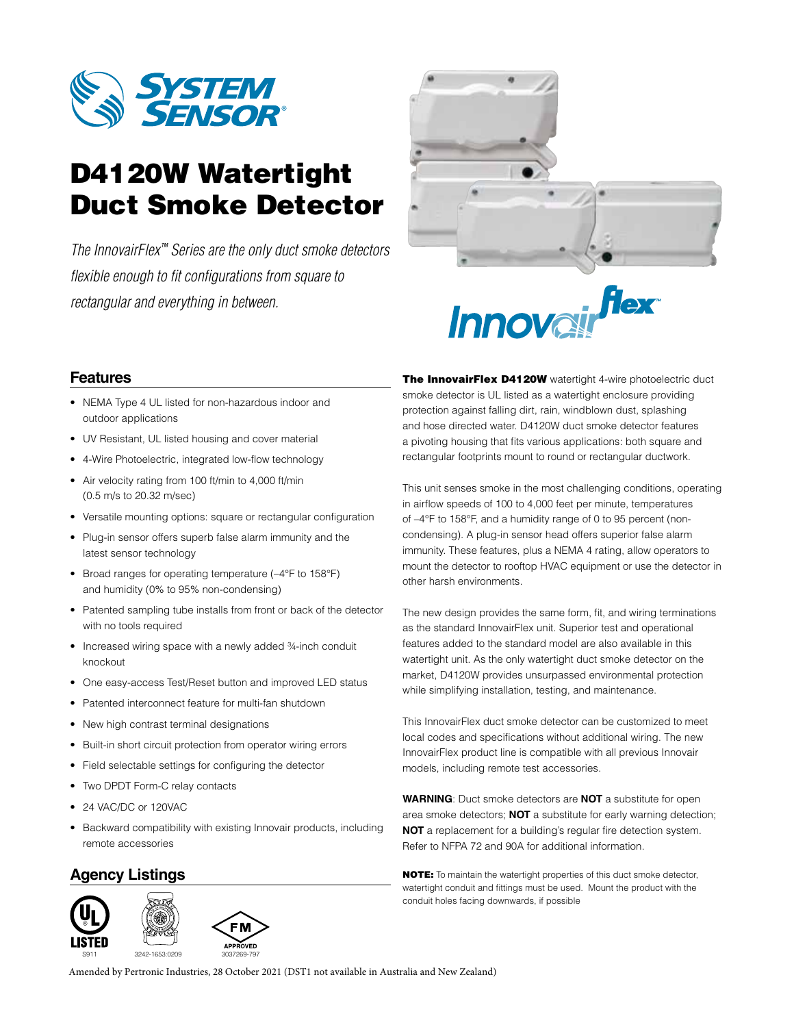# D4120W Watertight Duct Smoke Detector

*The InnovairFlex™ Series are the only duct smoke detectors flexible enough to fit configurations from square to rectangular and everything in between.*

## Features

- NEMA Type 4 UL listed for non-hazardous indoor and outdoor applications
- UV Resistant, UL listed housing and cover material
- 4-Wire Photoelectric, integrated low-flow technology
- Air velocity rating from 100 ft/min to 4,000 ft/min (0.5 m/s to 20.32 m/sec)
- Versatile mounting options: square or rectangular configuration
- Plug-in sensor offers superb false alarm immunity and the latest sensor technology
- Broad ranges for operating temperature (–4°F to 158°F) and humidity (0% to 95% non-condensing)
- Patented sampling tube installs from front or back of the detector with no tools required
- Increased wiring space with a newly added ¾-inch conduit knockout
- One easy-access Test/Reset button and improved LED status
- Patented interconnect feature for multi-fan shutdown
- New high contrast terminal designations
- Built-in short circuit protection from operator wiring errors
- Field selectable settings for configuring the detector
- Two DPDT Form-C relay contacts
- 24 VAC/DC or 120VAC
- Backward compatibility with existing Innovair products, including remote accessories

## Agency Listings

S911 3242-1653:0209 3037269-797

**The InnovairFlex D4120W** watertight 4-wire photoelectric duct smoke detector is UL listed as a watertight enclosure providing protection against falling dirt, rain, windblown dust, splashing and hose directed water. D4120W duct smoke detector features a pivoting housing that fits various applications: both square and rectangular footprints mount to round or rectangular ductwork.

This unit senses smoke in the most challenging conditions, operating in airflow speeds of 100 to 4,000 feet per minute, temperatures of –4°F to 158°F, and a humidity range of 0 to 95 percent (non-condensing). A plug-in sensor head offers superior false alarm immunity. These features, plus a NEMA 4 rating, allow operators to mount the detector to rooftop HVAC equipment or use the detector in other harsh environments.

The new design provides the same form, fit, and wiring terminations as the standard InnovairFlex unit. Superior test and operational features added to the standard model are also available in this watertight unit. As the only watertight duct smoke detector on the market, D4120W provides unsurpassed environmental protection while simplifying installation, testing, and maintenance.

This InnovairFlex duct smoke detector can be customized to meet local codes and specifications without additional wiring. The new InnovairFlex product line is compatible with all previous Innovair models, including remote test accessories.

**WARNING**: Duct smoke detectors are **NOT** a substitute for open area smoke detectors; **NOT** a substitute for early warning detection; **NOT** a replacement for a building's regular fire detection system. Refer to NFPA 72 and 90A for additional information.

**NOTE:** To maintain the watertight properties of this duct smoke detector, watertight conduit and fittings must be used. Mount the product with the conduit holes facing downwards, if possible

Amended by Pertronic Industries, 28 October 2021 (DST1 not available in Australia and New Zealand)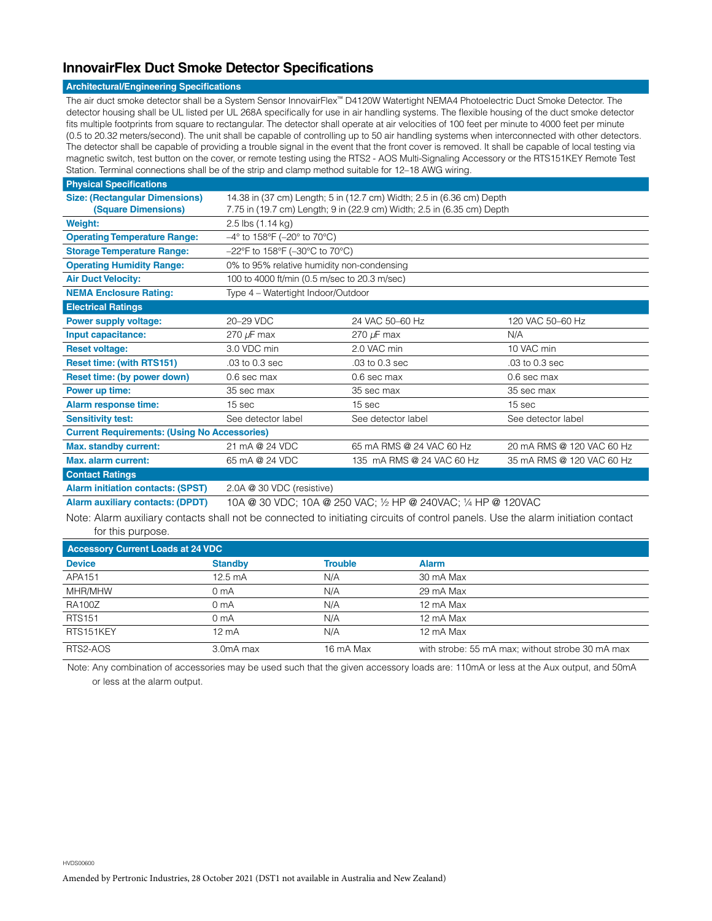## InnovairFlex Duct Smoke Detector Specifications

### Architectural/Engineering Specifications

The air duct smoke detector shall be a System Sensor InnovairFlex™ D4120W Watertight NEMA4 Photoelectric Duct Smoke Detector. The detector housing shall be UL listed per UL 268A specifically for use in air handling systems. The flexible housing of the duct smoke detector fits multiple footprints from square to rectangular. The detector shall operate at air velocities of 100 feet per minute to 4000 feet per minute (0.5 to 20.32 meters/second). The unit shall be capable of controlling up to 50 air handling systems when interconnected with other detectors. The detector shall be capable of providing a trouble signal in the event that the front cover is removed. It shall be capable of local testing via magnetic switch, test button on the cover, or remote testing using the RTS2 - AOS Multi-Signaling Accessory or the RTS151KEY Remote Test Station. Terminal connections shall be of the strip and clamp method suitable for 12–18 AWG wiring.

| Physical Specifications | | | |
|---|---|---|---|
| **Size: (Rectangular Dimensions)** | 14.38 in (37 cm) Length; 5 in (12.7 cm) Width; 2.5 in (6.36 cm) Depth | | |
| **(Square Dimensions)** | 7.75 in (19.7 cm) Length; 9 in (22.9 cm) Width; 2.5 in (6.35 cm) Depth | | |
| **Weight:** | 2.5 lbs (1.14 kg) | | |
| **Operating Temperature Range:** | –4° to 158°F (–20° to 70°C) | | |
| **Storage Temperature Range:** | –22°F to 158°F (–30°C to 70°C) | | |
| **Operating Humidity Range:** | 0% to 95% relative humidity non-condensing | | |
| **Air Duct Velocity:** | 100 to 4000 ft/min (0.5 m/sec to 20.3 m/sec) | | |
| **NEMA Enclosure Rating:** | Type 4 – Watertight Indoor/Outdoor | | |
| **Electrical Ratings** | | | |
| **Power supply voltage:** | 20–29 VDC | 24 VAC 50–60 Hz | 120 VAC 50–60 Hz |
| **Input capacitance:** | 270 µF max | 270 µF max | N/A |
| **Reset voltage:** | 3.0 VDC min | 2.0 VAC min | 10 VAC min |
| **Reset time: (with RTS151)** | .03 to 0.3 sec | .03 to 0.3 sec | .03 to 0.3 sec |
| **Reset time: (by power down)** | 0.6 sec max | 0.6 sec max | 0.6 sec max |
| **Power up time:** | 35 sec max | 35 sec max | 35 sec max |
| **Alarm response time:** | 15 sec | 15 sec | 15 sec |
| **Sensitivity test:** | See detector label | See detector label | See detector label |
| **Current Requirements: (Using No Accessories)** | | | |
| **Max. standby current:** | 21 mA @ 24 VDC | 65 mA RMS @ 24 VAC 60 Hz | 20 mA RMS @ 120 VAC 60 Hz |
| **Max. alarm current:** | 65 mA @ 24 VDC | 135 mA RMS @ 24 VAC 60 Hz | 35 mA RMS @ 120 VAC 60 Hz |
| **Contact Ratings** | | | |
| **Alarm initiation contacts: (SPST)** | 2.0A @ 30 VDC (resistive) | | |
| **Alarm auxiliary contacts: (DPDT)** | 10A @ 30 VDC; 10A @ 250 VAC; ½ HP @ 240VAC; ¼ HP @ 120VAC | | |

Note: Alarm auxiliary contacts shall not be connected to initiating circuits of control panels. Use the alarm initiation contact for this purpose.

| Accessory Current Loads at 24 VDC | | | |
|---|---|---|---|
| **Device** | **Standby** | **Trouble** | **Alarm** |
| APA151 | 12.5 mA | N/A | 30 mA Max |
| MHR/MHW | 0 mA | N/A | 29 mA Max |
| RA100Z | 0 mA | N/A | 12 mA Max |
| RTS151 | 0 mA | N/A | 12 mA Max |
| RTS151KEY | 12 mA | N/A | 12 mA Max |
| RTS2-AOS | 3.0mA max | 16 mA Max | with strobe: 55 mA max; without strobe 30 mA max |

Note: Any combination of accessories may be used such that the given accessory loads are: 110mA or less at the Aux output, and 50mA or less at the alarm output.

HVDS00600

Amended by Pertronic Industries, 28 October 2021 (DST1 not available in Australia and New Zealand)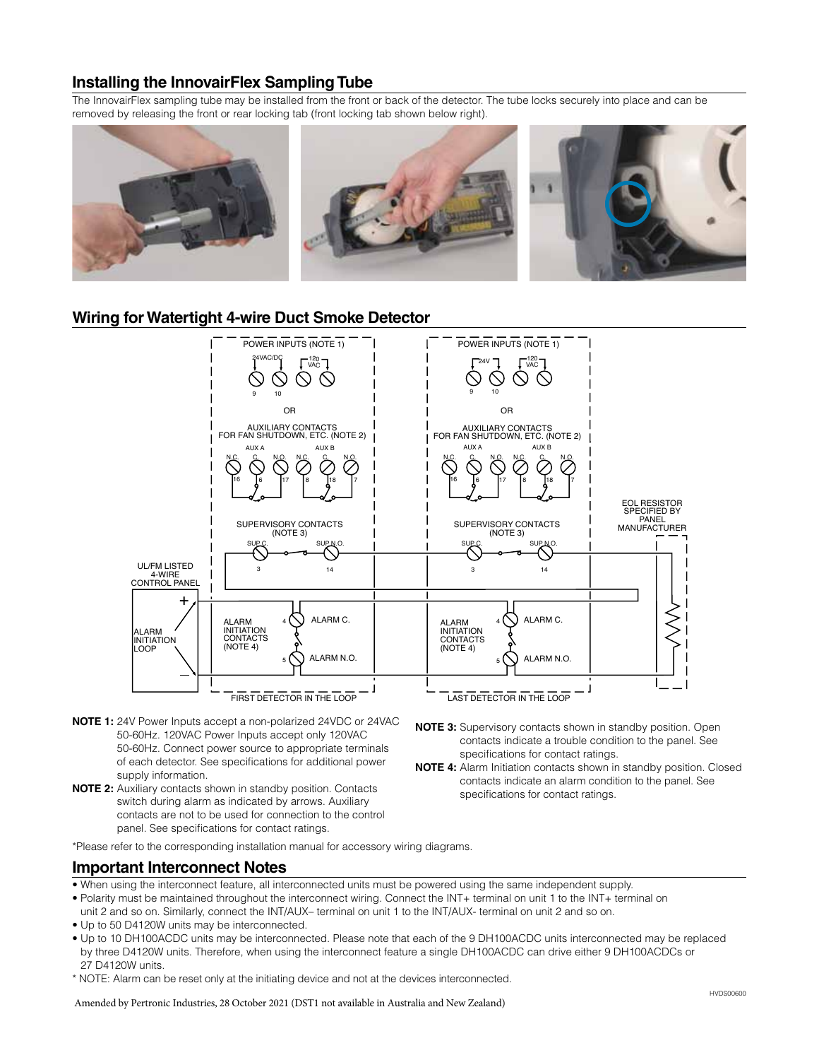## Installing the InnovairFlex Sampling Tube

The InnovairFlex sampling tube may be installed from the front or back of the detector. The tube locks securely into place and can be removed by releasing the front or rear locking tab (front locking tab shown below right).

## Wiring for Watertight 4-wire Duct Smoke Detector

**NOTE 1:** 24V Power Inputs accept a non-polarized 24VDC or 24VAC 50-60Hz. 120VAC Power Inputs accept only 120VAC 50-60Hz. Connect power source to appropriate terminals of each detector. See specifications for additional power supply information.

**NOTE 2:** Auxiliary contacts shown in standby position. Contacts switch during alarm as indicated by arrows. Auxiliary contacts are not to be used for connection to the control panel. See specifications for contact ratings.

**NOTE 3:** Supervisory contacts shown in standby position. Open contacts indicate a trouble condition to the panel. See specifications for contact ratings.

**NOTE 4:** Alarm Initiation contacts shown in standby position. Closed contacts indicate an alarm condition to the panel. See specifications for contact ratings.

*Please refer to the corresponding installation manual for accessory wiring diagrams.

## Important Interconnect Notes

- When using the interconnect feature, all interconnected units must be powered using the same independent supply.
- Polarity must be maintained throughout the interconnect wiring. Connect the INT+ terminal on unit 1 to the INT+ terminal on unit 2 and so on. Similarly, connect the INT/AUX– terminal on unit 1 to the INT/AUX- terminal on unit 2 and so on.
- Up to 50 D4120W units may be interconnected.
- Up to 10 DH100ACDC units may be interconnected. Please note that each of the 9 DH100ACDC units interconnected may be replaced by three D4120W units. Therefore, when using the interconnect feature a single DH100ACDC can drive either 9 DH100ACDCs or 27 D4120W units.

* NOTE: Alarm can be reset only at the initiating device and not at the devices interconnected.

Amended by Pertronic Industries, 28 October 2021 (DST1 not available in Australia and New Zealand)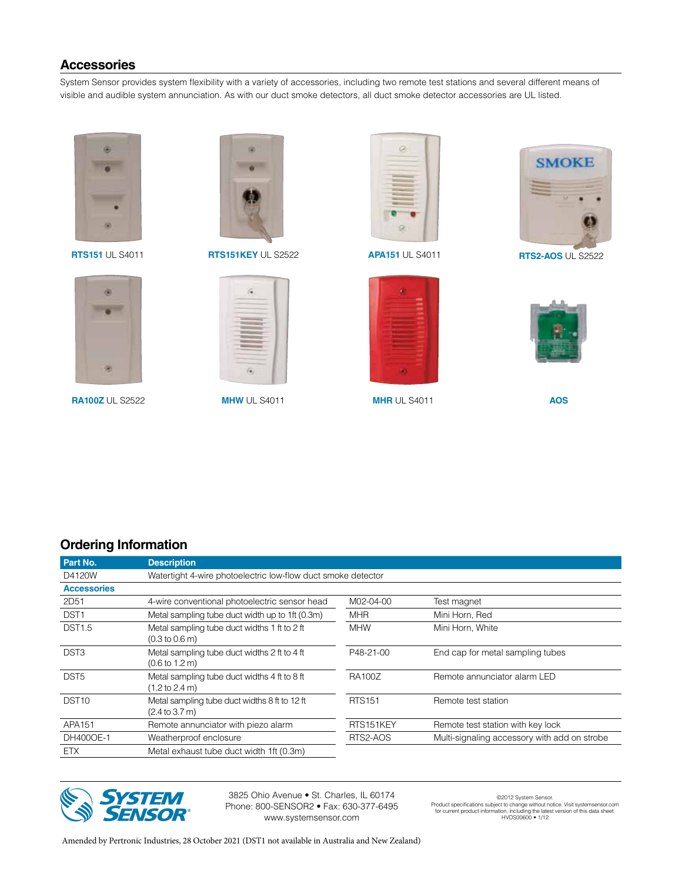## Accessories

System Sensor provides system flexibility with a variety of accessories, including two remote test stations and several different means of visible and audible system annunciation. As with our duct smoke detectors, all duct smoke detector accessories are UL listed.

**RTS151** UL S4011

**RTS151KEY** UL S2522

**APA151** UL S4011

**RTS2-AOS** UL S2522

**RA100Z** UL S2522

**MHW** UL S4011

**MHR** UL S4011

**AOS**

## Ordering Information

| Part No. | Description | | |
|---|---|---|---|
| D4120W | Watertight 4-wire photoelectric low-flow duct smoke detector | | |
| **Accessories** | | | |
| 2D51 | 4-wire conventional photoelectric sensor head | M02-04-00 | Test magnet |
| DST1 | Metal sampling tube duct width up to 1ft (0.3m) | MHR | Mini Horn, Red |
| DST1.5 | Metal sampling tube duct widths 1 ft to 2 ft (0.3 to 0.6 m) | MHW | Mini Horn, White |
| DST3 | Metal sampling tube duct widths 2 ft to 4 ft (0.6 to 1.2 m) | P48-21-00 | End cap for metal sampling tubes |
| DST5 | Metal sampling tube duct widths 4 ft to 8 ft (1.2 to 2.4 m) | RA100Z | Remote annunciator alarm LED |
| DST10 | Metal sampling tube duct widths 8 ft to 12 ft (2.4 to 3.7 m) | RTS151 | Remote test station |
| APA151 | Remote annunciator with piezo alarm | RTS151KEY | Remote test station with key lock |
| DH400OE-1 | Weatherproof enclosure | RTS2-AOS | Multi-signaling accessory with add on strobe |
| ETX | Metal exhaust tube duct width 1ft (0.3m) | | |

SYSTEM SENSOR®

3825 Ohio Avenue • St. Charles, IL 60174
Phone: 800-SENSOR2 • Fax: 630-377-6495
www.systemsensor.com

©2012 System Sensor.
Product specifications subject to change without notice. Visit systemsensor.com for current product information, including the latest version of this data sheet.
HVDS00600 • 1/12

Amended by Pertronic Industries, 28 October 2021 (DST1 not available in Australia and New Zealand)